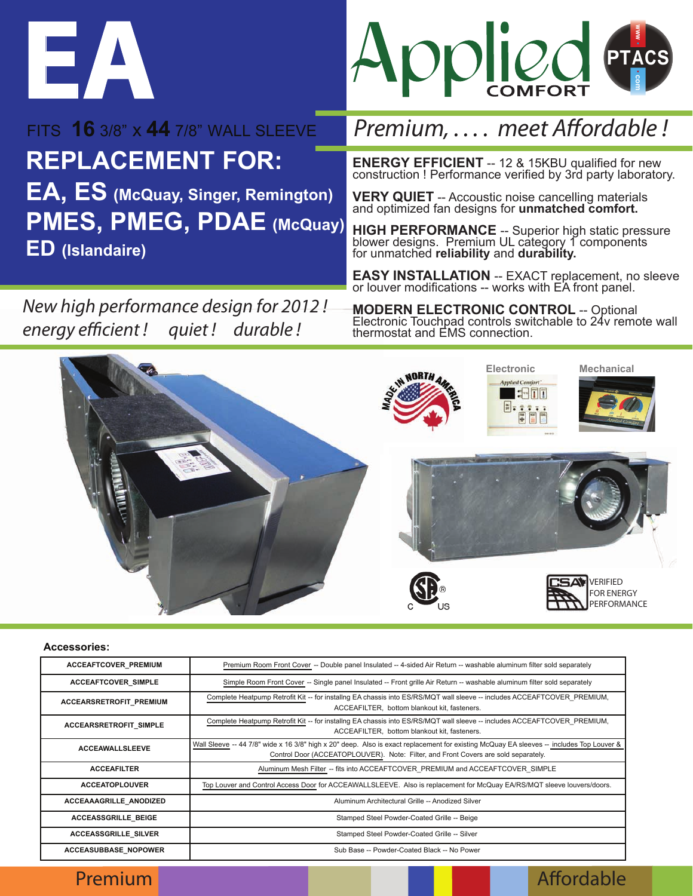# EA

FITS **16** 3/8" x **44** 7/8" WALL SLEEVE

## REPLACEMENT FOR:

## EA, ES (McQuay, Singer, Remington)

## PMES, PMEG, PDAE (McQuay)

## ED (Islandaire)

*New high performance design for 2012 !*
*energy efficient ! quiet ! durable !*

Applied COMFORT — www.PTACS.com

*Premium, . . . . meet Affordable !*

**ENERGY EFFICIENT** -- 12 & 15KBU qualified for new construction ! Performance verified by 3rd party laboratory.

**VERY QUIET** -- Accoustic noise cancelling materials and optimized fan designs for **unmatched comfort.**

**HIGH PERFORMANCE** -- Superior high static pressure blower designs. Premium UL category 1 components for unmatched **reliability** and **durability.**

**EASY INSTALLATION** -- EXACT replacement, no sleeve or louver modifications -- works with EA front panel.

**MODERN ELECTRONIC CONTROL** -- Optional Electronic Touchpad controls switchable to 24v remote wall thermostat and EMS connection.

MADE IN NORTH AMERICA

Electronic

Mechanical

C US

CSA VERIFIED FOR ENERGY PERFORMANCE

**Accessories:**

| | |
|---|---|
| ACCEAFTCOVER_PREMIUM | Premium Room Front Cover -- Double panel Insulated -- 4-sided Air Return -- washable aluminum filter sold separately |
| ACCEAFTCOVER_SIMPLE | Simple Room Front Cover -- Single panel Insulated -- Front grille Air Return -- washable aluminum filter sold separately |
| ACCEARSRETROFIT_PREMIUM | Complete Heatpump Retrofit Kit -- for installing EA chassis into ES/RS/MQT wall sleeve -- includes ACCEAFTCOVER_PREMIUM, ACCEAFILTER, bottom blankout kit, fasteners. |
| ACCEARSRETROFIT_SIMPLE | Complete Heatpump Retrofit Kit -- for installing EA chassis into ES/RS/MQT wall sleeve -- includes ACCEAFTCOVER_PREMIUM, ACCEAFILTER, bottom blankout kit, fasteners. |
| ACCEAWALLSLEEVE | Wall Sleeve -- 44 7/8" wide x 16 3/8" high x 20" deep. Also is exact replacement for existing McQuay EA sleeves -- includes Top Louver & Control Door (ACCEATOPLOUVER). Note: Filter, and Front Covers are sold separately. |
| ACCEAFILTER | Aluminum Mesh Filter -- fits into ACCEAFTCOVER_PREMIUM and ACCEAFTCOVER_SIMPLE |
| ACCEATOPLOUVER | Top Louver and Control Access Door for ACCEAWALLSLEEVE. Also is replacement for McQuay EA/RS/MQT sleeve louvers/doors. |
| ACCEAAAGRILLE_ANODIZED | Aluminum Architectural Grille -- Anodized Silver |
| ACCEASSGRILLE_BEIGE | Stamped Steel Powder-Coated Grille -- Beige |
| ACCEASSGRILLE_SILVER | Stamped Steel Powder-Coated Grille -- Silver |
| ACCEASUBBASE_NOPOWER | Sub Base -- Powder-Coated Black -- No Power |

Premium Affordable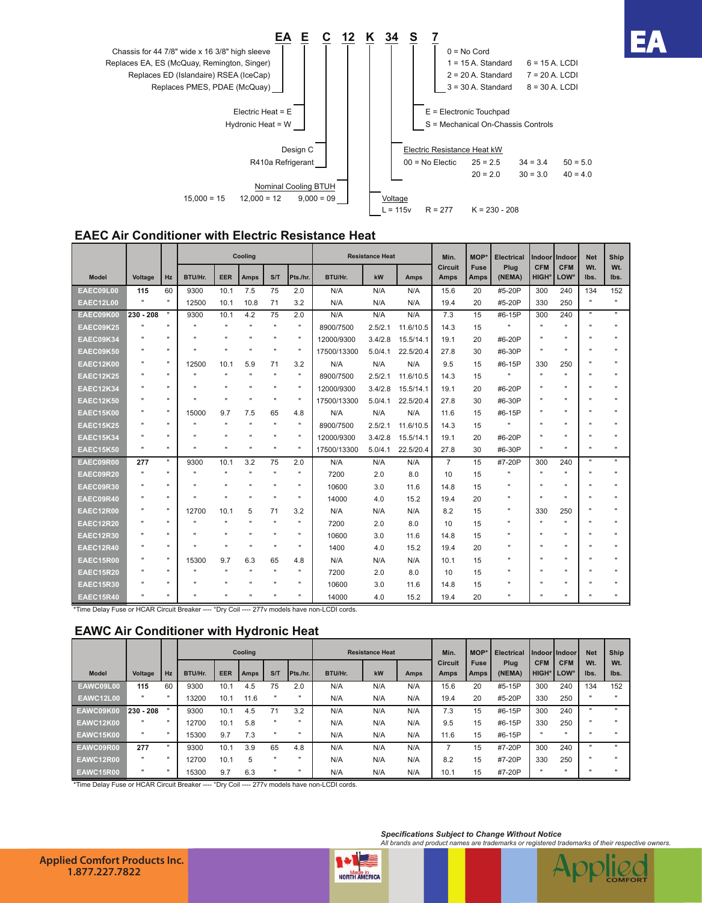EA

EA E C 12 K 34 S 7

- Chassis for 44 7/8" wide x 16 3/8" high sleeve
- Replaces EA, ES (McQuay, Remington, Singer)
- Replaces ED (Islandaire) RSEA (IceCap)
- Replaces PMES, PDAE (McQuay)

Electric Heat = E
Hydronic Heat = W

Design C
R410a Refrigerant

Nominal Cooling BTUH
15,000 = 15   12,000 = 12   9,000 = 09

0 = No Cord
1 = 15 A. Standard   6 = 15 A. LCDI
2 = 20 A. Standard   7 = 20 A. LCDI
3 = 30 A. Standard   8 = 30 A. LCDI

E = Electronic Touchpad
S = Mechanical On-Chassis Controls

Electric Resistance Heat kW
00 = No Electic   25 = 2.5   34 = 3.4   50 = 5.0
20 = 2.0   30 = 3.0   40 = 4.0

Voltage
L = 115v   R = 277   K = 230 - 208

## EAEC Air Conditioner with Electric Resistance Heat

| | | | Cooling | | | | | Resistance Heat | | | Min. | MOP* | Electrical | Indoor | Indoor | Net | Ship |
|---|---|---|---|---|---|---|---|---|---|---|---|---|---|---|---|---|---|
| Model | Voltage | Hz | BTU/Hr. | EER | Amps | S/T | Pts./hr. | BTU/Hr. | kW | Amps | Circuit Amps | Fuse Amps | Plug (NEMA) | CFM HIGH° | CFM LOW° | Wt. lbs. | Wt. lbs. |
| EAEC09L00 | 115 | 60 | 9300 | 10.1 | 7.5 | 75 | 2.0 | N/A | N/A | N/A | 15.6 | 20 | #5-20P | 300 | 240 | 134 | 152 |
| EAEC12L00 | " | " | 12500 | 10.1 | 10.8 | 71 | 3.2 | N/A | N/A | N/A | 19.4 | 20 | #5-20P | 330 | 250 | " | " |
| EAEC09K00 | 230 - 208 | " | 9300 | 10.1 | 4.2 | 75 | 2.0 | N/A | N/A | N/A | 7.3 | 15 | #6-15P | 300 | 240 | " | " |
| EAEC09K25 | " | " | " | " | " | " | " | 8900/7500 | 2.5/2.1 | 11.6/10.5 | 14.3 | 15 | " | " | " | " | " |
| EAEC09K34 | " | " | " | " | " | " | " | 12000/9300 | 3.4/2.8 | 15.5/14.1 | 19.1 | 20 | #6-20P | " | " | " | " |
| EAEC09K50 | " | " | " | " | " | " | " | 17500/13300 | 5.0/4.1 | 22.5/20.4 | 27.8 | 30 | #6-30P | " | " | " | " |
| EAEC12K00 | " | " | 12500 | 10.1 | 5.9 | 71 | 3.2 | N/A | N/A | N/A | 9.5 | 15 | #6-15P | 330 | 250 | " | " |
| EAEC12K25 | " | " | " | " | " | " | " | 8900/7500 | 2.5/2.1 | 11.6/10.5 | 14.3 | 15 | " | " | " | " | " |
| EAEC12K34 | " | " | " | " | " | " | " | 12000/9300 | 3.4/2.8 | 15.5/14.1 | 19.1 | 20 | #6-20P | " | " | " | " |
| EAEC12K50 | " | " | " | " | " | " | " | 17500/13300 | 5.0/4.1 | 22.5/20.4 | 27.8 | 30 | #6-30P | " | " | " | " |
| EAEC15K00 | " | " | 15000 | 9.7 | 7.5 | 65 | 4.8 | N/A | N/A | N/A | 11.6 | 15 | #6-15P | " | " | " | " |
| EAEC15K25 | " | " | " | " | " | " | " | 8900/7500 | 2.5/2.1 | 11.6/10.5 | 14.3 | 15 | " | " | " | " | " |
| EAEC15K34 | " | " | " | " | " | " | " | 12000/9300 | 3.4/2.8 | 15.5/14.1 | 19.1 | 20 | #6-20P | " | " | " | " |
| EAEC15K50 | " | " | " | " | " | " | " | 17500/13300 | 5.0/4.1 | 22.5/20.4 | 27.8 | 30 | #6-30P | " | " | " | " |
| EAEC09R00 | 277 | " | 9300 | 10.1 | 3.2 | 75 | 2.0 | N/A | N/A | N/A | 7 | 15 | #7-20P | 300 | 240 | " | " |
| EAEC09R20 | " | " | " | " | " | " | " | 7200 | 2.0 | 8.0 | 10 | 15 | " | " | " | " | " |
| EAEC09R30 | " | " | " | " | " | " | " | 10600 | 3.0 | 11.6 | 14.8 | 15 | " | " | " | " | " |
| EAEC09R40 | " | " | " | " | " | " | " | 14000 | 4.0 | 15.2 | 19.4 | 20 | " | " | " | " | " |
| EAEC12R00 | " | " | 12700 | 10.1 | 5 | 71 | 3.2 | N/A | N/A | N/A | 8.2 | 15 | " | 330 | 250 | " | " |
| EAEC12R20 | " | " | " | " | " | " | " | 7200 | 2.0 | 8.0 | 10 | 15 | " | " | " | " | " |
| EAEC12R30 | " | " | " | " | " | " | " | 10600 | 3.0 | 11.6 | 14.8 | 15 | " | " | " | " | " |
| EAEC12R40 | " | " | " | " | " | " | " | 1400 | 4.0 | 15.2 | 19.4 | 20 | " | " | " | " | " |
| EAEC15R00 | " | " | 15300 | 9.7 | 6.3 | 65 | 4.8 | N/A | N/A | N/A | 10.1 | 15 | " | " | " | " | " |
| EAEC15R20 | " | " | " | " | " | " | " | 7200 | 2.0 | 8.0 | 10 | 15 | " | " | " | " | " |
| EAEC15R30 | " | " | " | " | " | " | " | 10600 | 3.0 | 11.6 | 14.8 | 15 | " | " | " | " | " |
| EAEC15R40 | " | " | " | " | " | " | " | 14000 | 4.0 | 15.2 | 19.4 | 20 | " | " | " | " | " |

*Time Delay Fuse or HCAR Circuit Breaker ---- °Dry Coil ---- 277v models have non-LCDI cords.

## EAWC Air Conditioner with Hydronic Heat

| | | | Cooling | | | | | Resistance Heat | | | Min. | MOP* | Electrical | Indoor | Indoor | Net | Ship |
|---|---|---|---|---|---|---|---|---|---|---|---|---|---|---|---|---|---|
| Model | Voltage | Hz | BTU/Hr. | EER | Amps | S/T | Pts./hr. | BTU/Hr. | kW | Amps | Circuit Amps | Fuse Amps | Plug (NEMA) | CFM HIGH° | CFM LOW° | Wt. lbs. | Wt. lbs. |
| EAWC09L00 | 115 | 60 | 9300 | 10.1 | 4.5 | 75 | 2.0 | N/A | N/A | N/A | 15.6 | 20 | #5-15P | 300 | 240 | 134 | 152 |
| EAWC12L00 | " | " | 13200 | 10.1 | 11.6 | " | " | N/A | N/A | N/A | 19.4 | 20 | #5-20P | 330 | 250 | " | " |
| EAWC09K00 | 230 - 208 | " | 9300 | 10.1 | 4.5 | 71 | 3.2 | N/A | N/A | N/A | 7.3 | 15 | #6-15P | 300 | 240 | " | " |
| EAWC12K00 | " | " | 12700 | 10.1 | 5.8 | " | " | N/A | N/A | N/A | 9.5 | 15 | #6-15P | 330 | 250 | " | " |
| EAWC15K00 | " | " | 15300 | 9.7 | 7.3 | " | " | N/A | N/A | N/A | 11.6 | 15 | #6-15P | " | " | " | " |
| EAWC09R00 | 277 | " | 9300 | 10.1 | 3.9 | 65 | 4.8 | N/A | N/A | N/A | 7 | 15 | #7-20P | 300 | 240 | " | " |
| EAWC12R00 | " | " | 12700 | 10.1 | 5 | " | " | N/A | N/A | N/A | 8.2 | 15 | #7-20P | 330 | 250 | " | " |
| EAWC15R00 | " | " | 15300 | 9.7 | 6.3 | " | " | N/A | N/A | N/A | 10.1 | 15 | #7-20P | " | " | " | " |

*Time Delay Fuse or HCAR Circuit Breaker ---- °Dry Coil ---- 277v models have non-LCDI cords.

***Specifications Subject to Change Without Notice***
*All brands and product names are trademarks or registered trademarks of their respective owners.*

**Applied Comfort Products Inc.**
**1.877.227.7822**

Made in NORTH AMERICA

Applied COMFORT